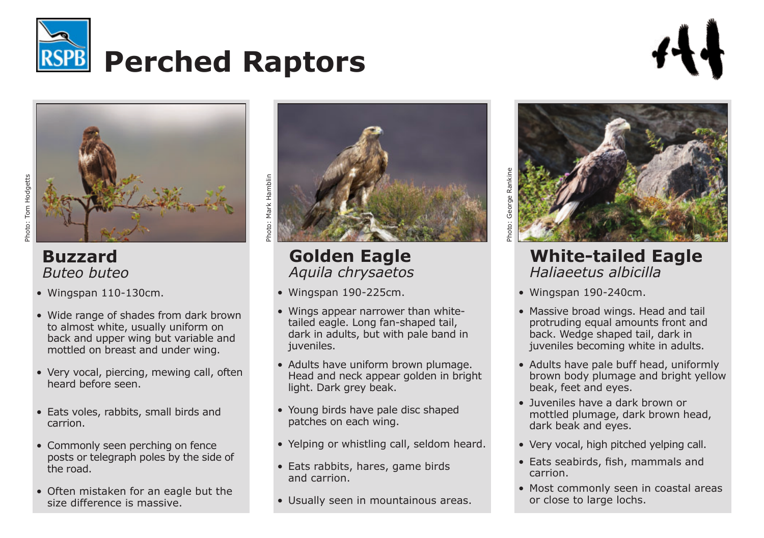# Perched Raptors

Photo: Tom Hodgetts

## Buzzard

*Buteo buteo*

- Wingspan 110-130cm.
- Wide range of shades from dark brown to almost white, usually uniform on back and upper wing but variable and mottled on breast and under wing.
- Very vocal, piercing, mewing call, often heard before seen.
- Eats voles, rabbits, small birds and carrion.
- Commonly seen perching on fence posts or telegraph poles by the side of the road.
- Often mistaken for an eagle but the size difference is massive.

Photo: Mark Hamblin

## Golden Eagle

*Aquila chrysaetos*

- Wingspan 190-225cm.
- Wings appear narrower than white-tailed eagle. Long fan-shaped tail, dark in adults, but with pale band in juveniles.
- Adults have uniform brown plumage. Head and neck appear golden in bright light. Dark grey beak.
- Young birds have pale disc shaped patches on each wing.
- Yelping or whistling call, seldom heard.
- Eats rabbits, hares, game birds and carrion.
- Usually seen in mountainous areas.

Photo: George Rankine

## White-tailed Eagle

*Haliaeetus albicilla*

- Wingspan 190-240cm.
- Massive broad wings. Head and tail protruding equal amounts front and back. Wedge shaped tail, dark in juveniles becoming white in adults.
- Adults have pale buff head, uniformly brown body plumage and bright yellow beak, feet and eyes.
- Juveniles have a dark brown or mottled plumage, dark brown head, dark beak and eyes.
- Very vocal, high pitched yelping call.
- Eats seabirds, fish, mammals and carrion.
- Most commonly seen in coastal areas or close to large lochs.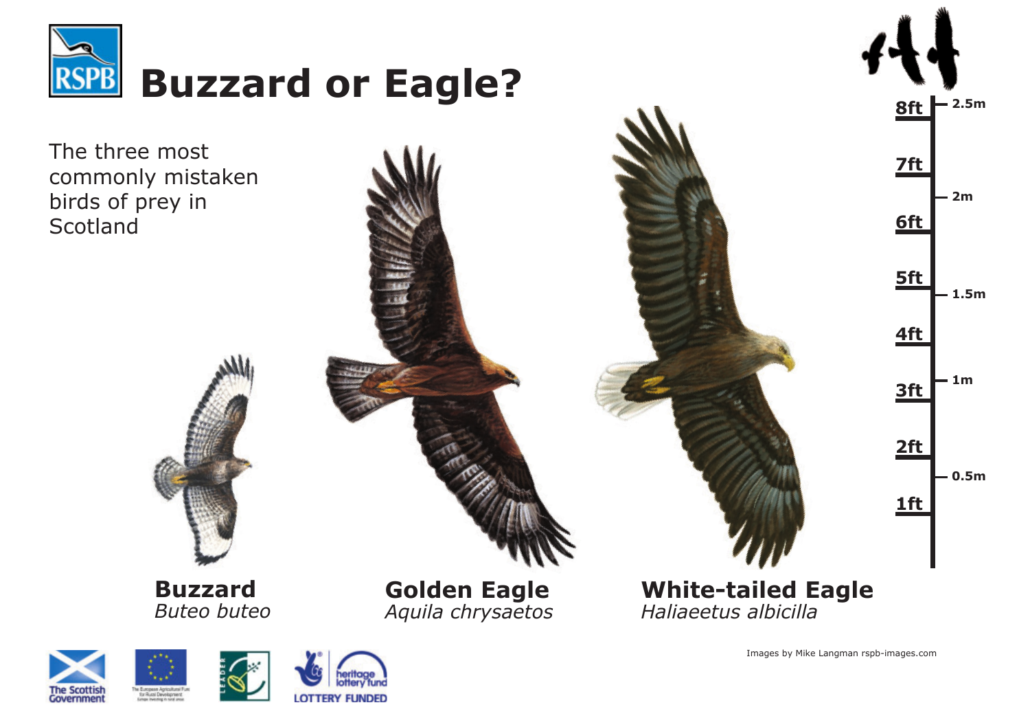# Buzzard or Eagle?

The three most commonly mistaken birds of prey in Scotland

8ft
7ft
6ft
5ft
4ft
3ft
2ft
1ft

2.5m
2m
1.5m
1m
0.5m

**Buzzard**
*Buteo buteo*

**Golden Eagle**
*Aquila chrysaetos*

**White-tailed Eagle**
*Haliaeetus albicilla*

Images by Mike Langman rspb-images.com

The Scottish Government

The European Agricultural Fund for Rural Development: Europe investing in rural areas

LEADER

heritage lottery fund

LOTTERY FUNDED